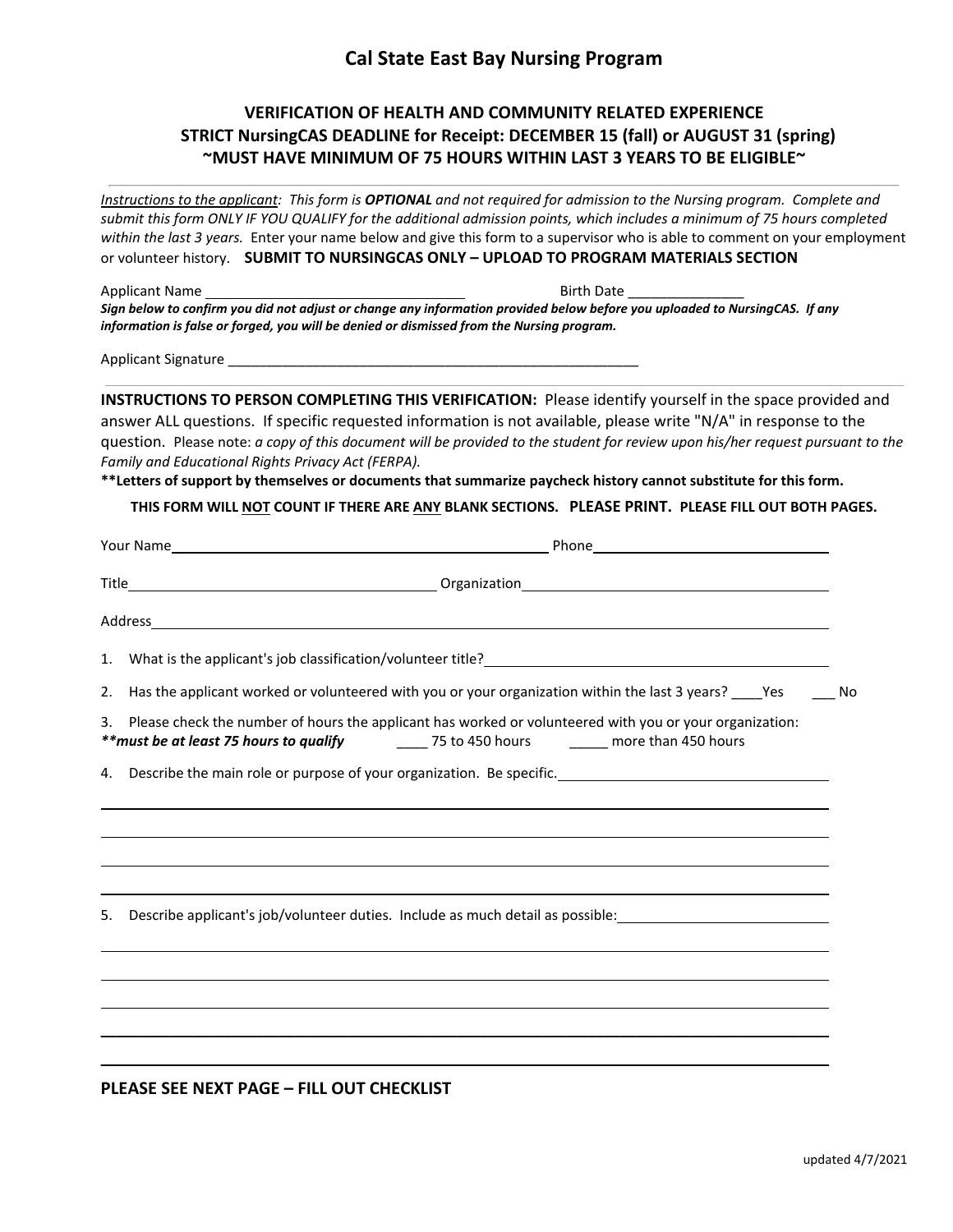# Cal State East Bay Nursing Program

## VERIFICATION OF HEALTH AND COMMUNITY RELATED EXPERIENCE
## STRICT NursingCAS DEADLINE for Receipt: DECEMBER 15 (fall) or AUGUST 31 (spring)
## ~MUST HAVE MINIMUM OF 75 HOURS WITHIN LAST 3 YEARS TO BE ELIGIBLE~

*Instructions to the applicant: This form is **OPTIONAL** and not required for admission to the Nursing program. Complete and submit this form ONLY IF YOU QUALIFY for the additional admission points, which includes a minimum of 75 hours completed within the last 3 years.* Enter your name below and give this form to a supervisor who is able to comment on your employment or volunteer history. **SUBMIT TO NURSINGCAS ONLY – UPLOAD TO PROGRAM MATERIALS SECTION**

Applicant Name ________________________________ Birth Date _______________

***Sign below to confirm you did not adjust or change any information provided below before you uploaded to NursingCAS. If any information is false or forged, you will be denied or dismissed from the Nursing program.***

Applicant Signature _______________________________________________________

**INSTRUCTIONS TO PERSON COMPLETING THIS VERIFICATION:** Please identify yourself in the space provided and answer ALL questions. If specific requested information is not available, please write "N/A" in response to the question. Please note: *a copy of this document will be provided to the student for review upon his/her request pursuant to the Family and Educational Rights Privacy Act (FERPA).*

**\*\*Letters of support by themselves or documents that summarize paycheck history cannot substitute for this form.**

**THIS FORM WILL NOT COUNT IF THERE ARE ANY BLANK SECTIONS. PLEASE PRINT. PLEASE FILL OUT BOTH PAGES.**

Your Name ______________________________________________ Phone ______________________________

Title ____________________________________ Organization ________________________________________

Address ________________________________________________________________________________

1. What is the applicant's job classification/volunteer title? ________________________________________

2. Has the applicant worked or volunteered with you or your organization within the last 3 years? ____Yes ___ No

3. Please check the number of hours the applicant has worked or volunteered with you or your organization:
***\*\*must be at least 75 hours to qualify*** ____ 75 to 450 hours _____ more than 450 hours

4. Describe the main role or purpose of your organization. Be specific. ________________________________

________________________________________________________________________________

________________________________________________________________________________

________________________________________________________________________________

________________________________________________________________________________

5. Describe applicant's job/volunteer duties. Include as much detail as possible: ________________________

________________________________________________________________________________

________________________________________________________________________________

________________________________________________________________________________

________________________________________________________________________________

________________________________________________________________________________

**PLEASE SEE NEXT PAGE – FILL OUT CHECKLIST**

updated 4/7/2021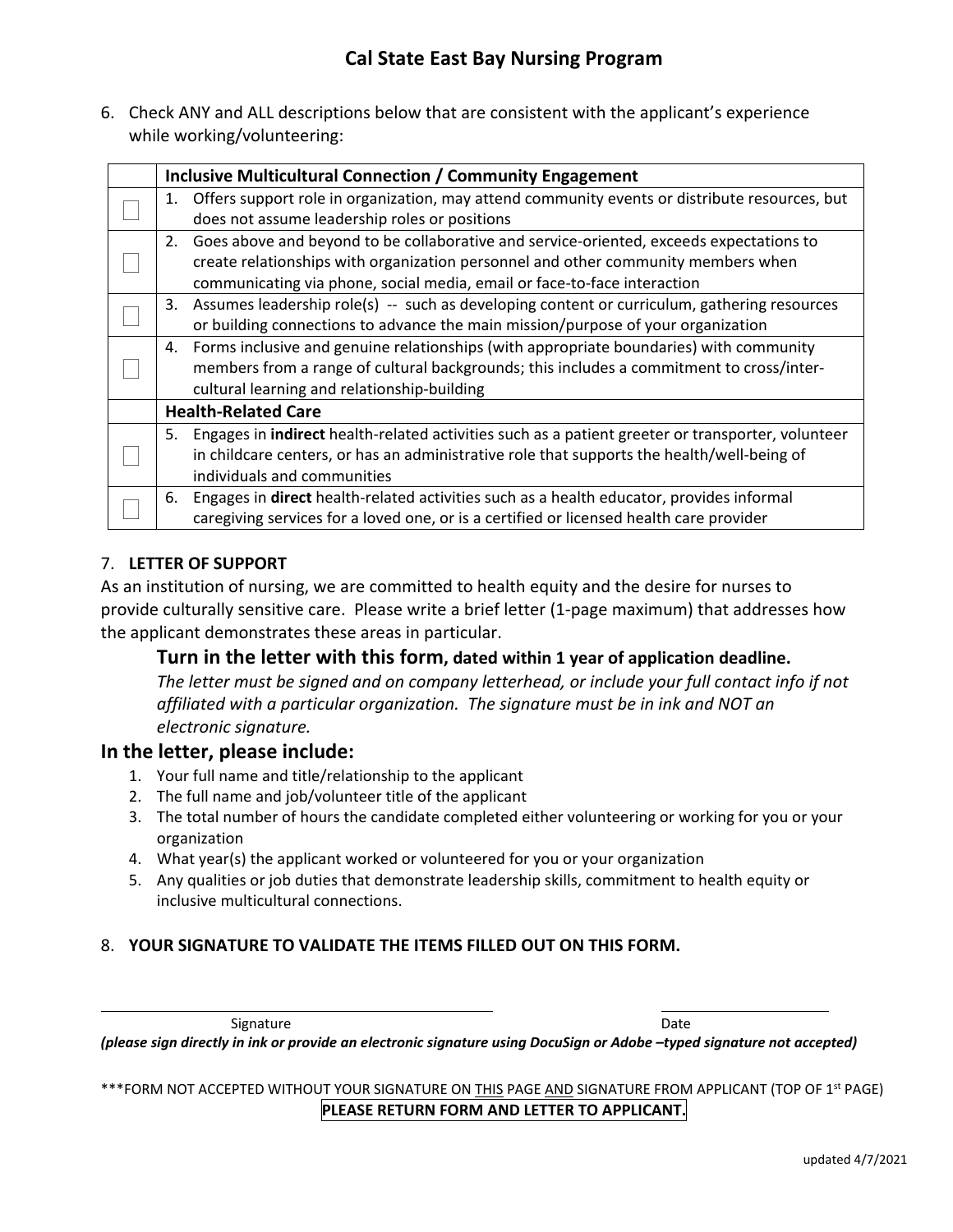## Cal State East Bay Nursing Program

6. Check ANY and ALL descriptions below that are consistent with the applicant's experience while working/volunteering:

| | **Inclusive Multicultural Connection / Community Engagement** |
|---|---|
| ☐ | 1. Offers support role in organization, may attend community events or distribute resources, but does not assume leadership roles or positions |
| ☐ | 2. Goes above and beyond to be collaborative and service-oriented, exceeds expectations to create relationships with organization personnel and other community members when communicating via phone, social media, email or face-to-face interaction |
| ☐ | 3. Assumes leadership role(s) -- such as developing content or curriculum, gathering resources or building connections to advance the main mission/purpose of your organization |
| ☐ | 4. Forms inclusive and genuine relationships (with appropriate boundaries) with community members from a range of cultural backgrounds; this includes a commitment to cross/inter-cultural learning and relationship-building |
| | **Health-Related Care** |
| ☐ | 5. Engages in **indirect** health-related activities such as a patient greeter or transporter, volunteer in childcare centers, or has an administrative role that supports the health/well-being of individuals and communities |
| ☐ | 6. Engages in **direct** health-related activities such as a health educator, provides informal caregiving services for a loved one, or is a certified or licensed health care provider |

7. **LETTER OF SUPPORT**

As an institution of nursing, we are committed to health equity and the desire for nurses to provide culturally sensitive care. Please write a brief letter (1-page maximum) that addresses how the applicant demonstrates these areas in particular.

### Turn in the letter with this form, dated within 1 year of application deadline.

*The letter must be signed and on company letterhead, or include your full contact info if not affiliated with a particular organization. The signature must be in ink and NOT an electronic signature.*

### In the letter, please include:

1. Your full name and title/relationship to the applicant
2. The full name and job/volunteer title of the applicant
3. The total number of hours the candidate completed either volunteering or working for you or your organization
4. What year(s) the applicant worked or volunteered for you or your organization
5. Any qualities or job duties that demonstrate leadership skills, commitment to health equity or inclusive multicultural connections.

8. **YOUR SIGNATURE TO VALIDATE THE ITEMS FILLED OUT ON THIS FORM.**

\_\_\_\_\_\_\_\_\_\_\_\_\_\_\_\_\_\_\_\_\_\_\_\_\_\_\_\_\_\_\_\_\_\_\_\_\_\_\_\_ \_\_\_\_\_\_\_\_\_\_\_\_\_\_\_\_\_\_\_\_

Signature Date

***(please sign directly in ink or provide an electronic signature using DocuSign or Adobe –typed signature not accepted)***

***FORM NOT ACCEPTED WITHOUT YOUR SIGNATURE ON <u>THIS</u> PAGE <u>AND</u> SIGNATURE FROM APPLICANT (TOP OF 1st PAGE)

**PLEASE RETURN FORM AND LETTER TO APPLICANT.**

updated 4/7/2021